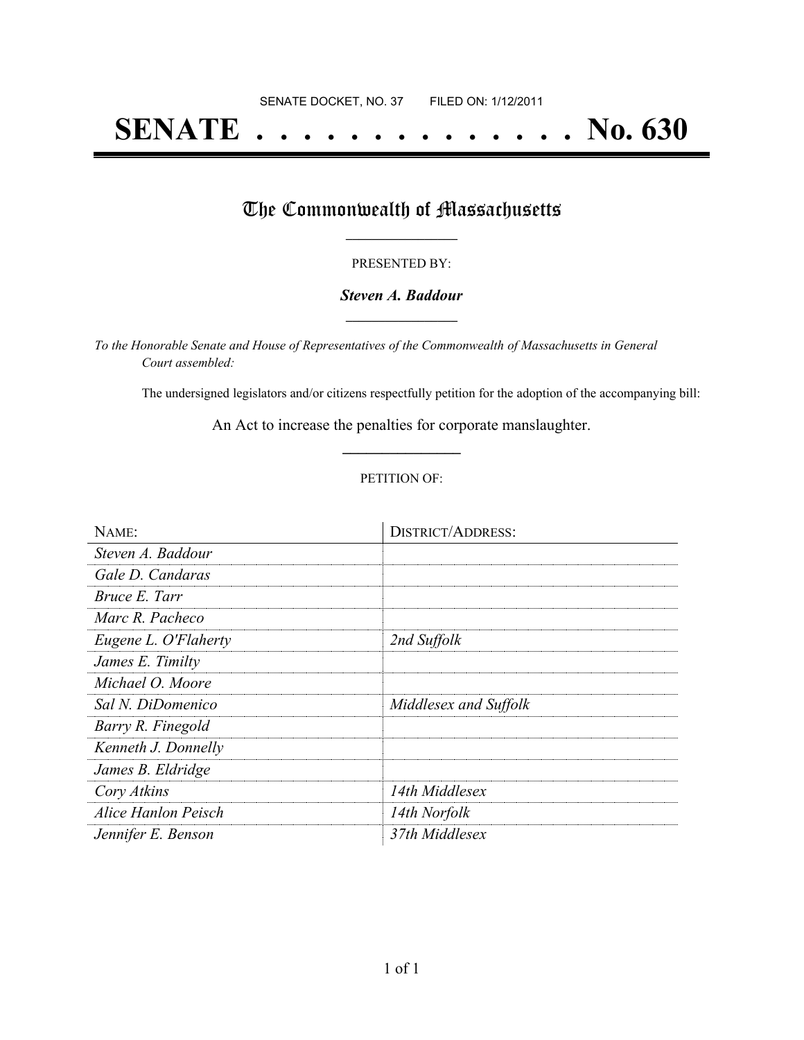SENATE DOCKET, NO. 37        FILED ON: 1/12/2011

# SENATE . . . . . . . . . . . . . . . No. 630

## The Commonwealth of Massachusetts

PRESENTED BY:

***Steven A. Baddour***

*To the Honorable Senate and House of Representatives of the Commonwealth of Massachusetts in General Court assembled:*

The undersigned legislators and/or citizens respectfully petition for the adoption of the accompanying bill:

An Act to increase the penalties for corporate manslaughter.

PETITION OF:

| NAME: | DISTRICT/ADDRESS: |
|---|---|
| *Steven A. Baddour* | |
| *Gale D. Candaras* | |
| *Bruce E. Tarr* | |
| *Marc R. Pacheco* | |
| *Eugene L. O'Flaherty* | *2nd Suffolk* |
| *James E. Timilty* | |
| *Michael O. Moore* | |
| *Sal N. DiDomenico* | *Middlesex and Suffolk* |
| *Barry R. Finegold* | |
| *Kenneth J. Donnelly* | |
| *James B. Eldridge* | |
| *Cory Atkins* | *14th Middlesex* |
| *Alice Hanlon Peisch* | *14th Norfolk* |
| *Jennifer E. Benson* | *37th Middlesex* |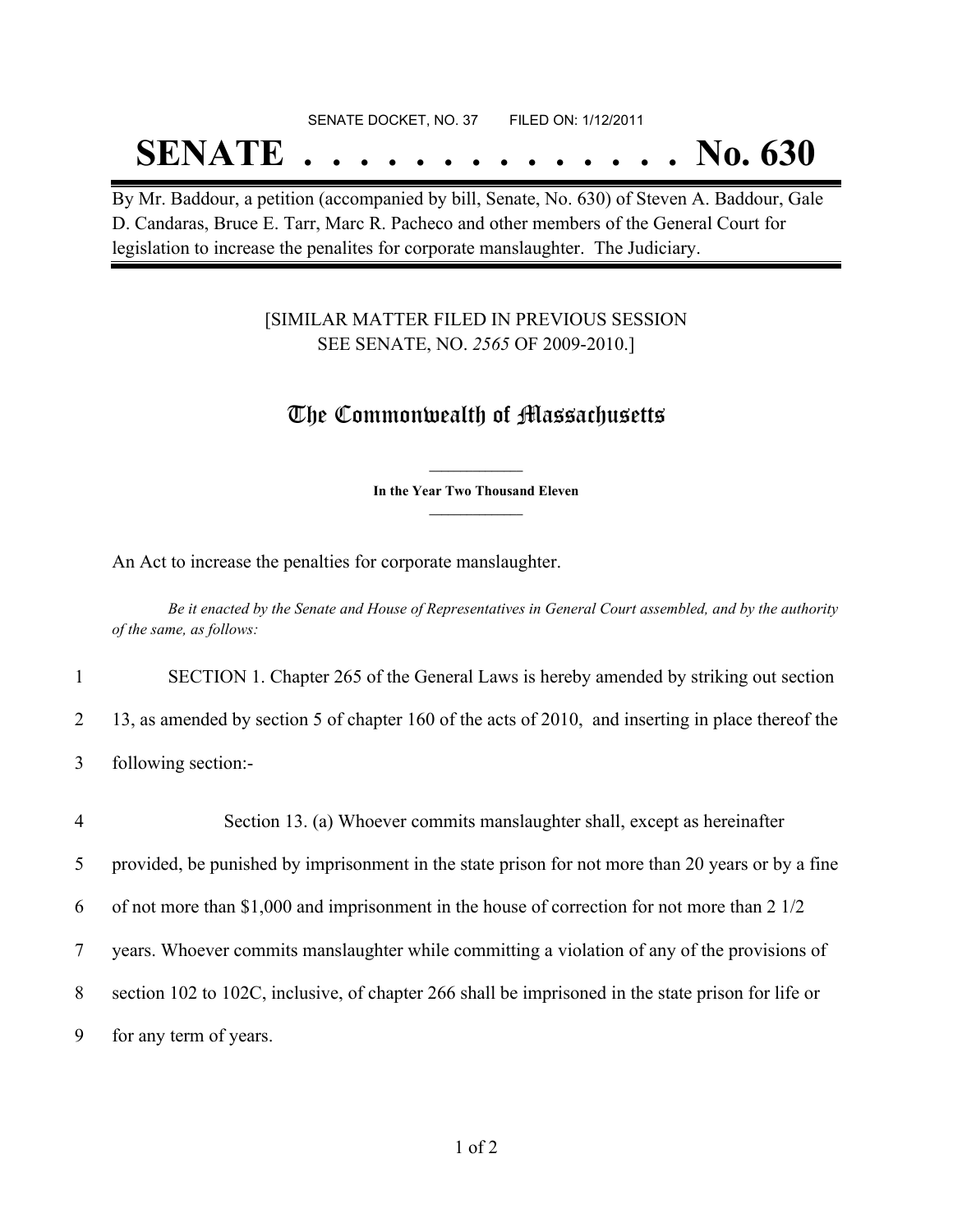SENATE DOCKET, NO. 37        FILED ON: 1/12/2011

# SENATE . . . . . . . . . . . . . . No. 630

By Mr. Baddour, a petition (accompanied by bill, Senate, No. 630) of Steven A. Baddour, Gale D. Candaras, Bruce E. Tarr, Marc R. Pacheco and other members of the General Court for legislation to increase the penalites for corporate manslaughter. The Judiciary.

[SIMILAR MATTER FILED IN PREVIOUS SESSION
SEE SENATE, NO. *2565* OF 2009-2010.]

## The Commonwealth of Massachusetts

**In the Year Two Thousand Eleven**

An Act to increase the penalties for corporate manslaughter.

*Be it enacted by the Senate and House of Representatives in General Court assembled, and by the authority of the same, as follows:*

1 SECTION 1. Chapter 265 of the General Laws is hereby amended by striking out section
2 13, as amended by section 5 of chapter 160 of the acts of 2010, and inserting in place thereof the
3 following section:-

4 Section 13. (a) Whoever commits manslaughter shall, except as hereinafter
5 provided, be punished by imprisonment in the state prison for not more than 20 years or by a fine
6 of not more than $1,000 and imprisonment in the house of correction for not more than 2 1/2
7 years. Whoever commits manslaughter while committing a violation of any of the provisions of
8 section 102 to 102C, inclusive, of chapter 266 shall be imprisoned in the state prison for life or
9 for any term of years.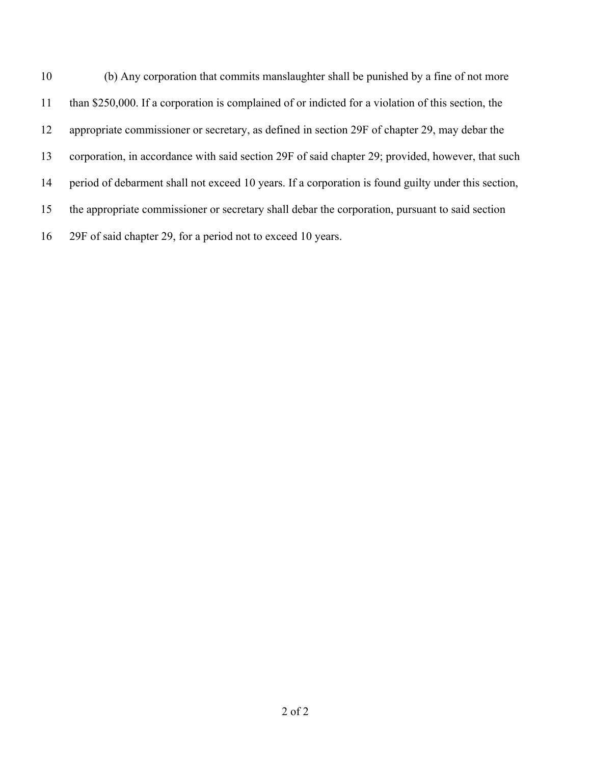(b) Any corporation that commits manslaughter shall be punished by a fine of not more than $250,000. If a corporation is complained of or indicted for a violation of this section, the appropriate commissioner or secretary, as defined in section 29F of chapter 29, may debar the corporation, in accordance with said section 29F of said chapter 29; provided, however, that such period of debarment shall not exceed 10 years. If a corporation is found guilty under this section, the appropriate commissioner or secretary shall debar the corporation, pursuant to said section 29F of said chapter 29, for a period not to exceed 10 years.